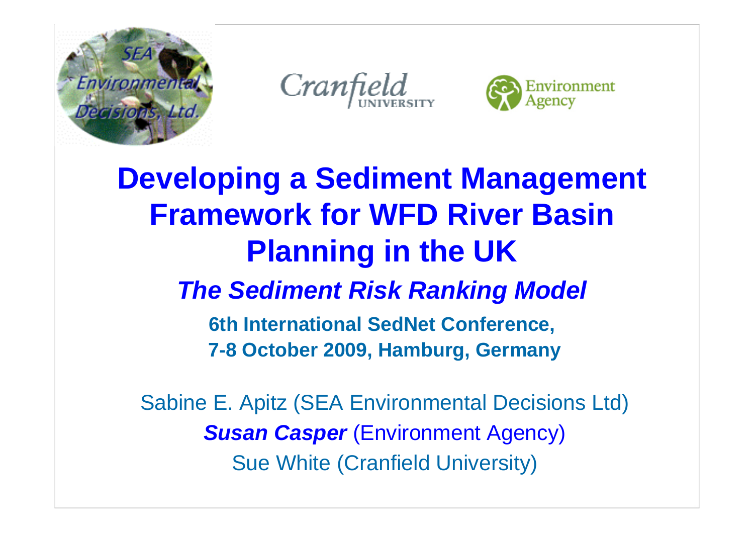# Developing a Sediment Management Framework for WFD River Basin Planning in the UK

## *The Sediment Risk Ranking Model*

**6th International SedNet Conference,**
**7-8 October 2009, Hamburg, Germany**

Sabine E. Apitz (SEA Environmental Decisions Ltd)

***Susan Casper*** (Environment Agency)

Sue White (Cranfield University)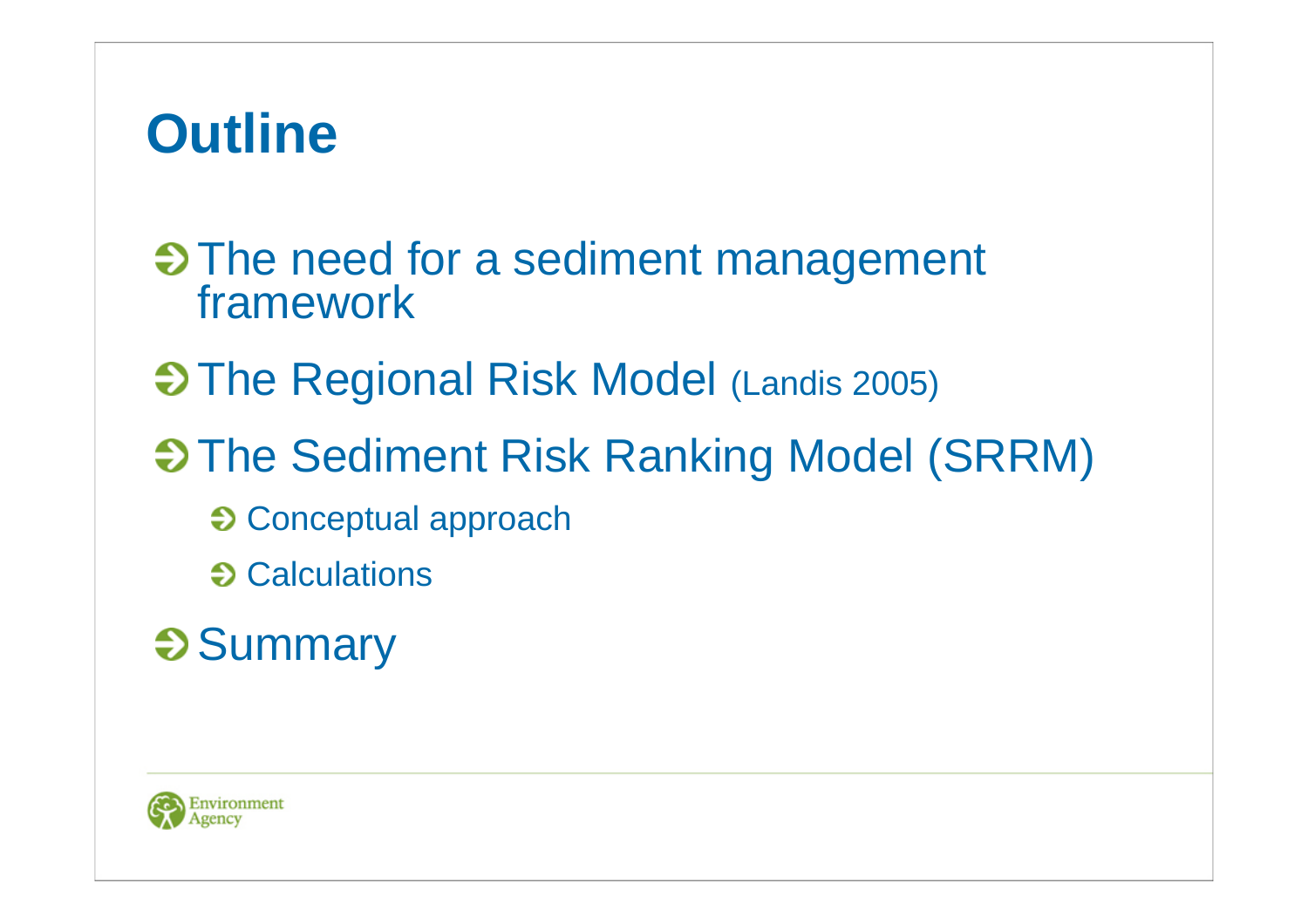# Outline

- The need for a sediment management framework
- The Regional Risk Model (Landis 2005)
- The Sediment Risk Ranking Model (SRRM)
  - Conceptual approach
  - Calculations
- Summary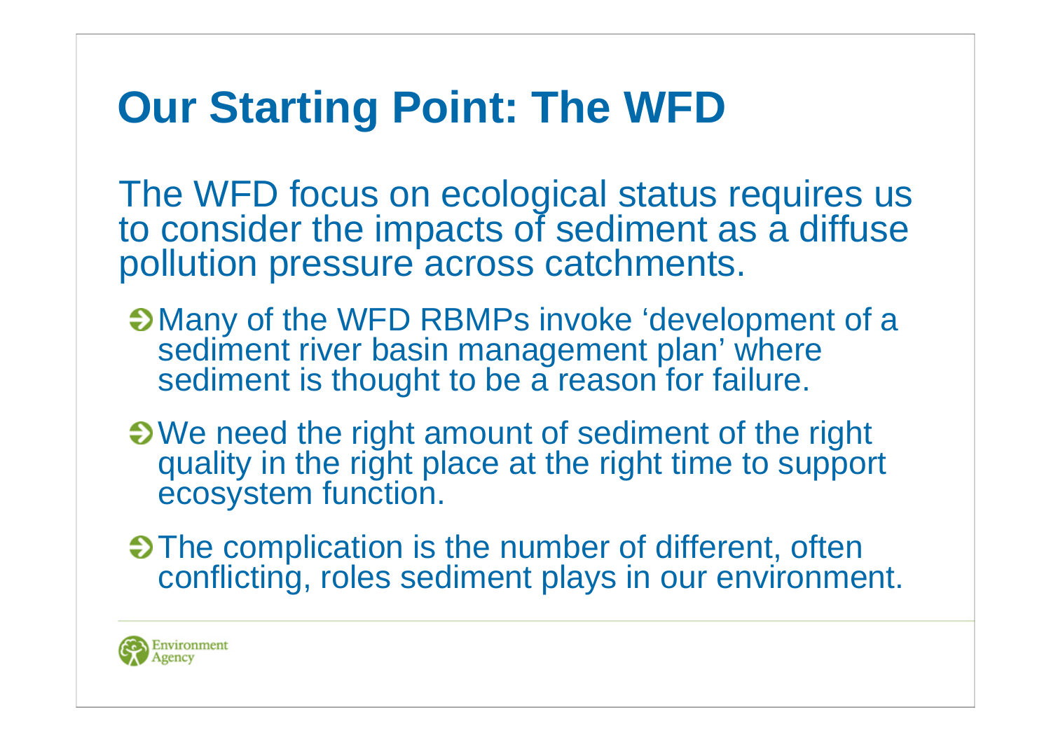# Our Starting Point: The WFD

The WFD focus on ecological status requires us to consider the impacts of sediment as a diffuse pollution pressure across catchments.

- Many of the WFD RBMPs invoke 'development of a sediment river basin management plan' where sediment is thought to be a reason for failure.
- We need the right amount of sediment of the right quality in the right place at the right time to support ecosystem function.
- The complication is the number of different, often conflicting, roles sediment plays in our environment.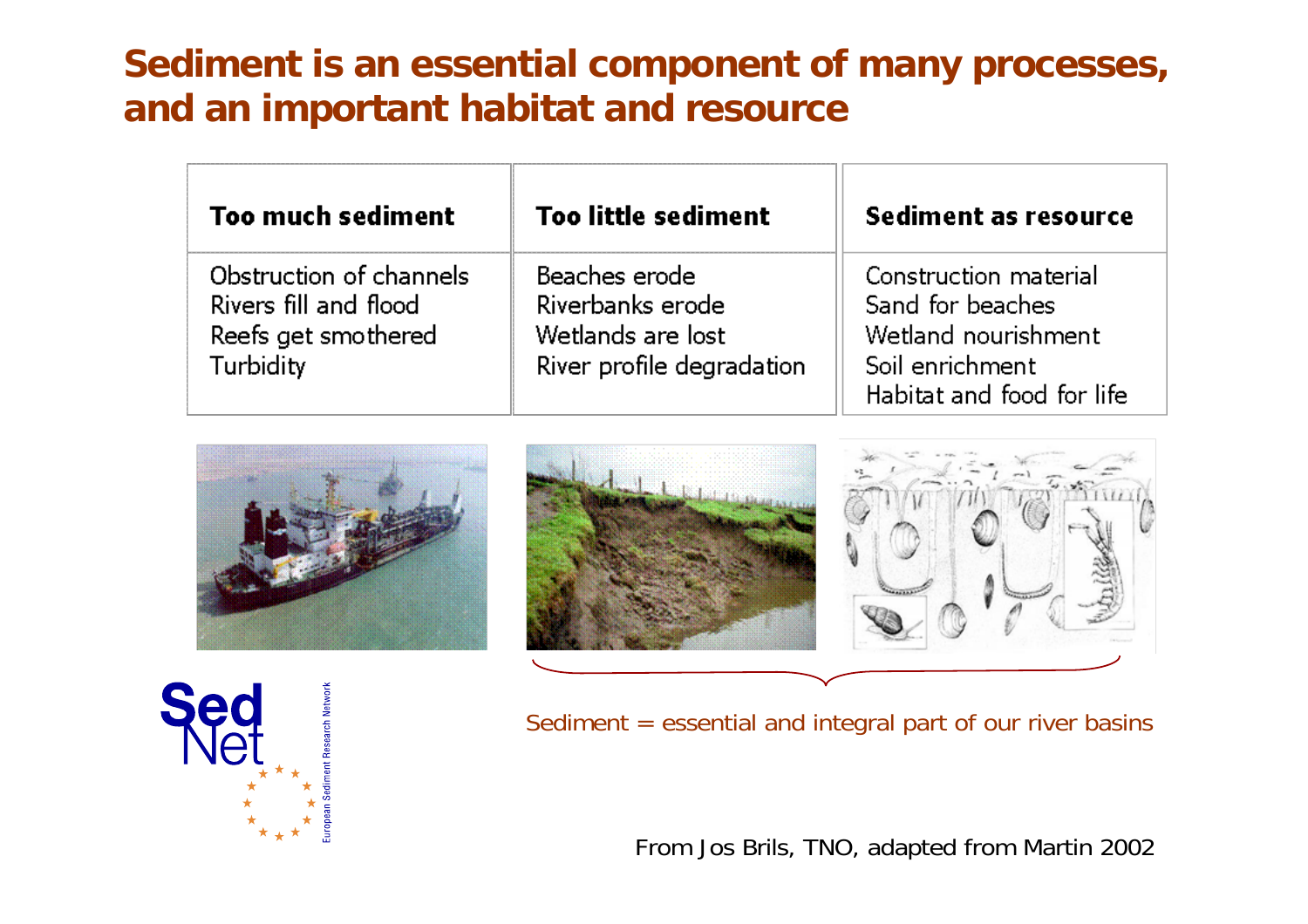# Sediment is an essential component of many processes, and an important habitat and resource

| Too much sediment | Too little sediment | Sediment as resource |
|---|---|---|
| Obstruction of channels<br>Rivers fill and flood<br>Reefs get smothered<br>Turbidity | Beaches erode<br>Riverbanks erode<br>Wetlands are lost<br>River profile degradation | Construction material<br>Sand for beaches<br>Wetland nourishment<br>Soil enrichment<br>Habitat and food for life |

Sediment = essential and integral part of our river basins

SedNet European Sediment Research Network

From Jos Brils, TNO, adapted from Martin 2002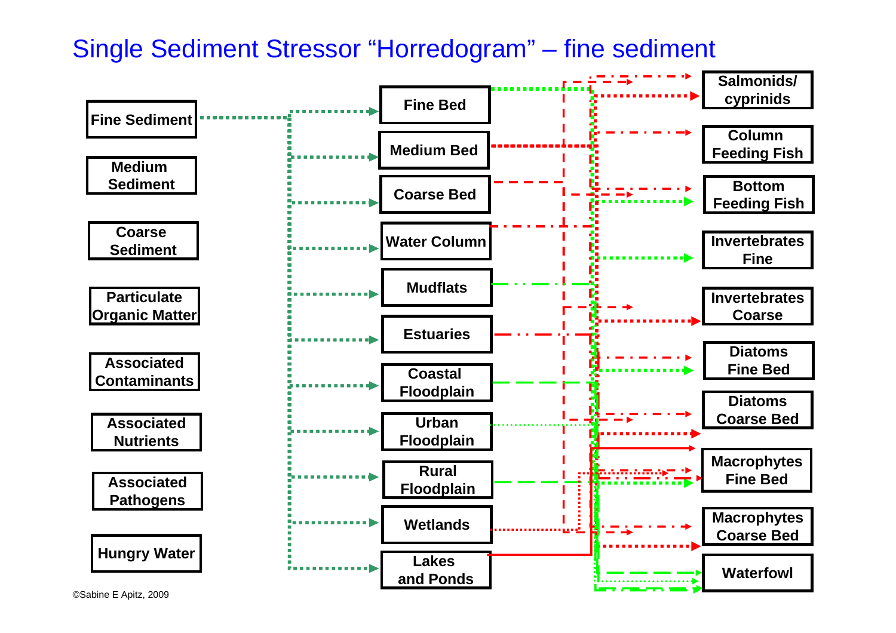# Single Sediment Stressor "Horredogram" – fine sediment

**Stressors:**
- Fine Sediment
- Medium Sediment
- Coarse Sediment
- Particulate Organic Matter
- Associated Contaminants
- Associated Nutrients
- Associated Pathogens
- Hungry Water

**Habitats:**
- Fine Bed
- Medium Bed
- Coarse Bed
- Water Column
- Mudflats
- Estuaries
- Coastal Floodplain
- Urban Floodplain
- Rural Floodplain
- Wetlands
- Lakes and Ponds

**Receptors:**
- Salmonids/ cyprinids
- Column Feeding Fish
- Bottom Feeding Fish
- Invertebrates Fine
- Invertebrates Coarse
- Diatoms Fine Bed
- Diatoms Coarse Bed
- Macrophytes Fine Bed
- Macrophytes Coarse Bed
- Waterfowl

©Sabine E Apitz, 2009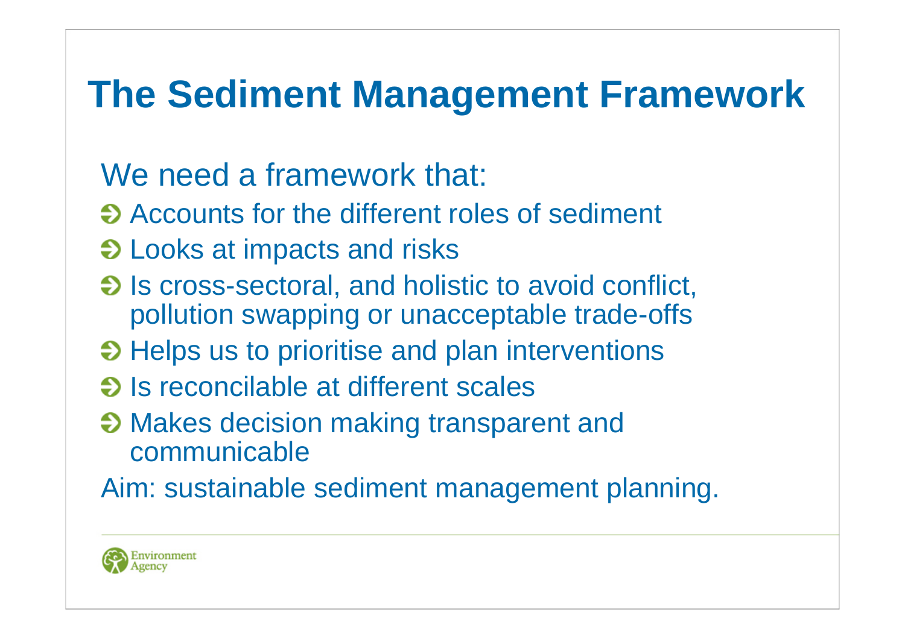# The Sediment Management Framework

We need a framework that:

- Accounts for the different roles of sediment
- Looks at impacts and risks
- Is cross-sectoral, and holistic to avoid conflict, pollution swapping or unacceptable trade-offs
- Helps us to prioritise and plan interventions
- Is reconcilable at different scales
- Makes decision making transparent and communicable

Aim: sustainable sediment management planning.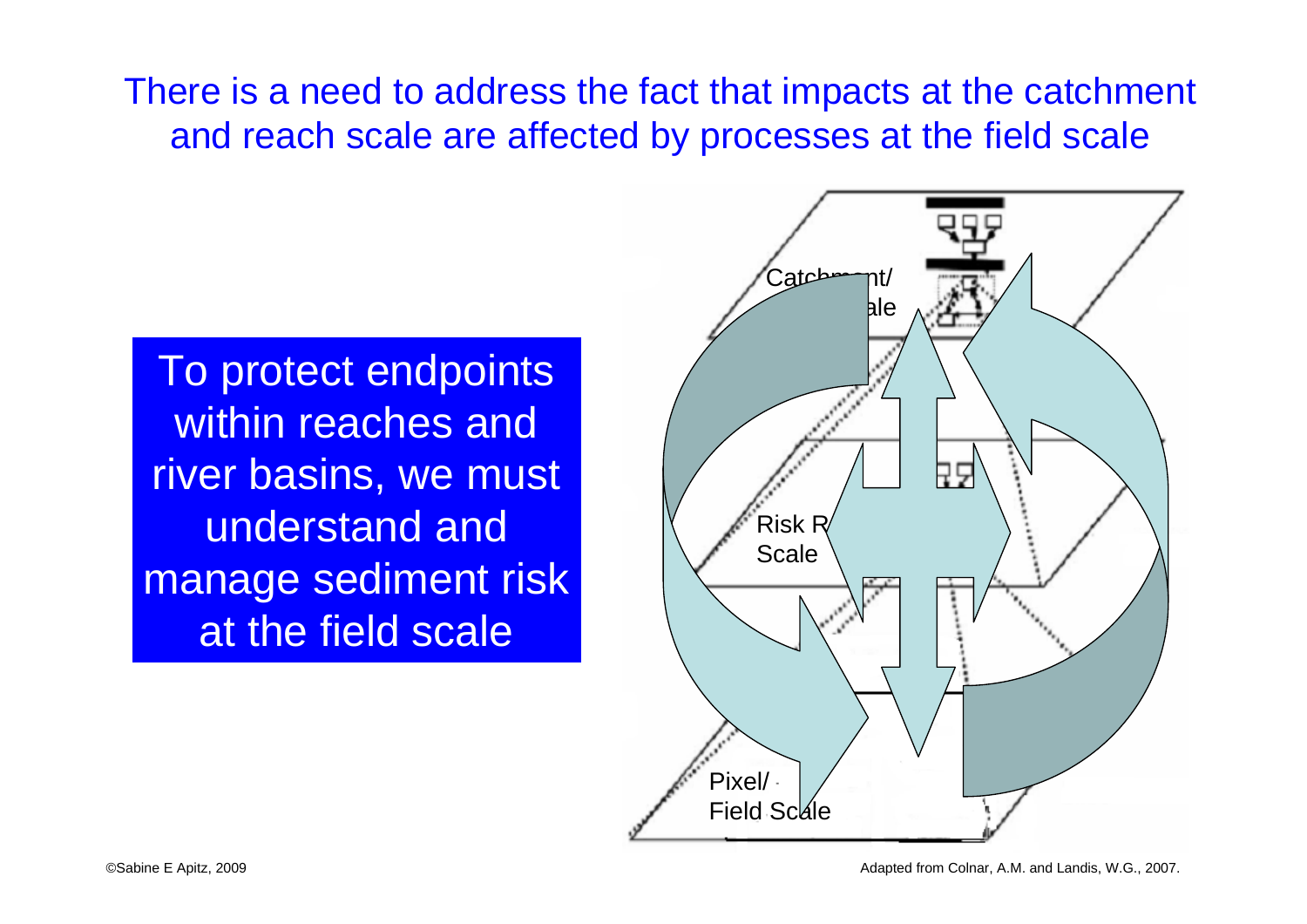# There is a need to address the fact that impacts at the catchment and reach scale are affected by processes at the field scale

To protect endpoints within reaches and river basins, we must understand and manage sediment risk at the field scale

Catchment/ Scale

Risk R Scale

Pixel/ Field Scale

©Sabine E Apitz, 2009

Adapted from Colnar, A.M. and Landis, W.G., 2007.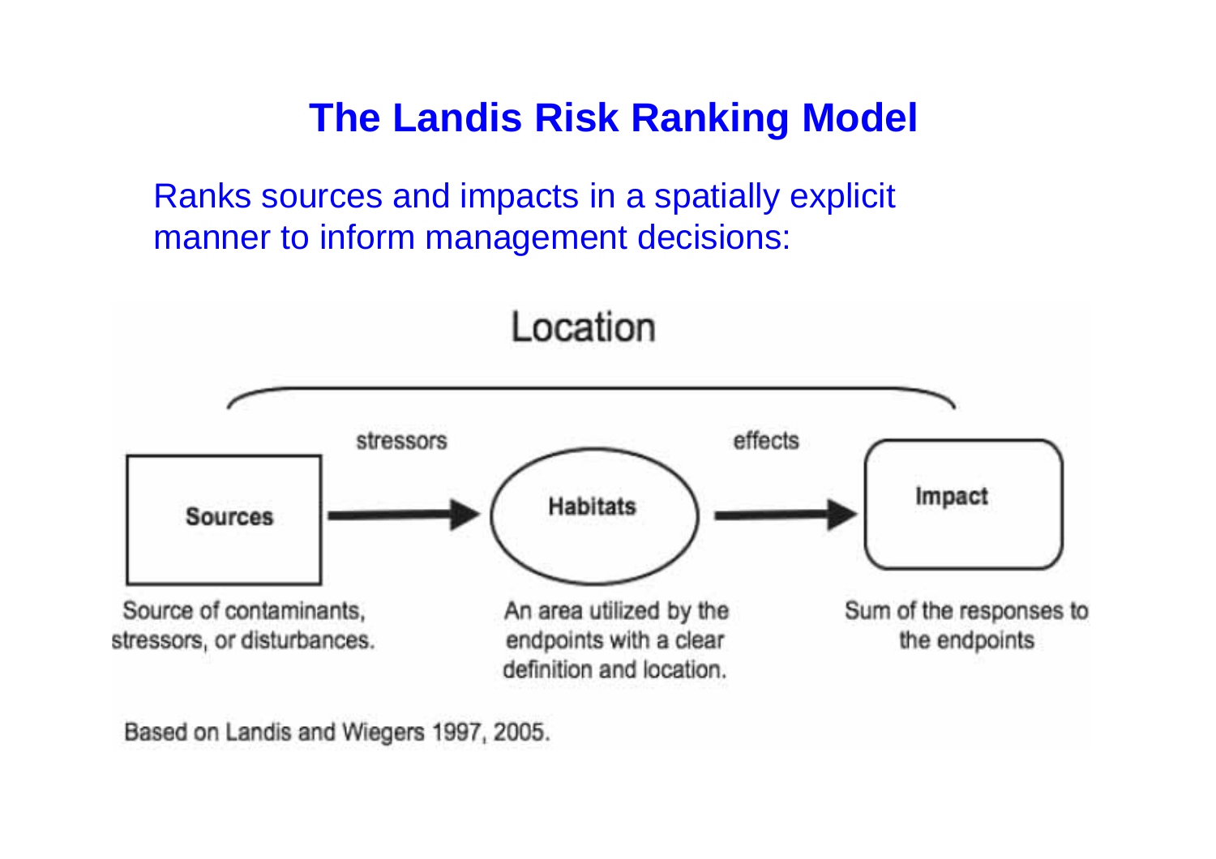# The Landis Risk Ranking Model

Ranks sources and impacts in a spatially explicit manner to inform management decisions:

Location

Sources —stressors→ Habitats —effects→ Impact

Sources: Source of contaminants, stressors, or disturbances.

Habitats: An area utilized by the endpoints with a clear definition and location.

Impact: Sum of the responses to the endpoints

Based on Landis and Wiegers 1997, 2005.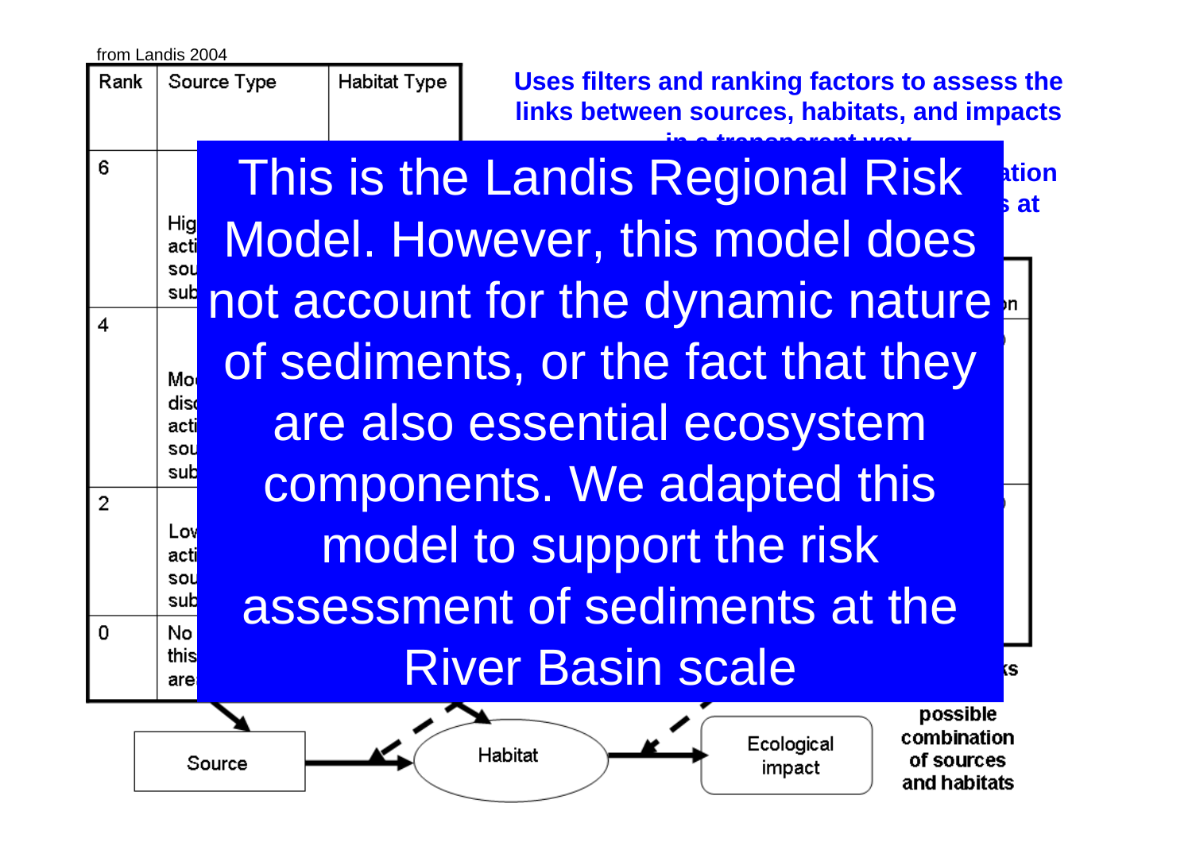from Landis 2004

| Rank | Source Type | Habitat Type |
|---|---|---|
| 6 | Hig acti sou sub | |
| 4 | Mo dis acti sou sub | |
| 2 | Lov acti sou sub | |
| 0 | No this are | |

**Uses filters and ranking factors to assess the links between sources, habitats, and impacts in a transparent way**

This is the Landis Regional Risk Model. However, this model does not account for the dynamic nature of sediments, or the fact that they are also essential ecosystem components. We adapted this model to support the risk assessment of sediments at the River Basin scale

Source → Habitat → Ecological impact

possible combination of sources and habitats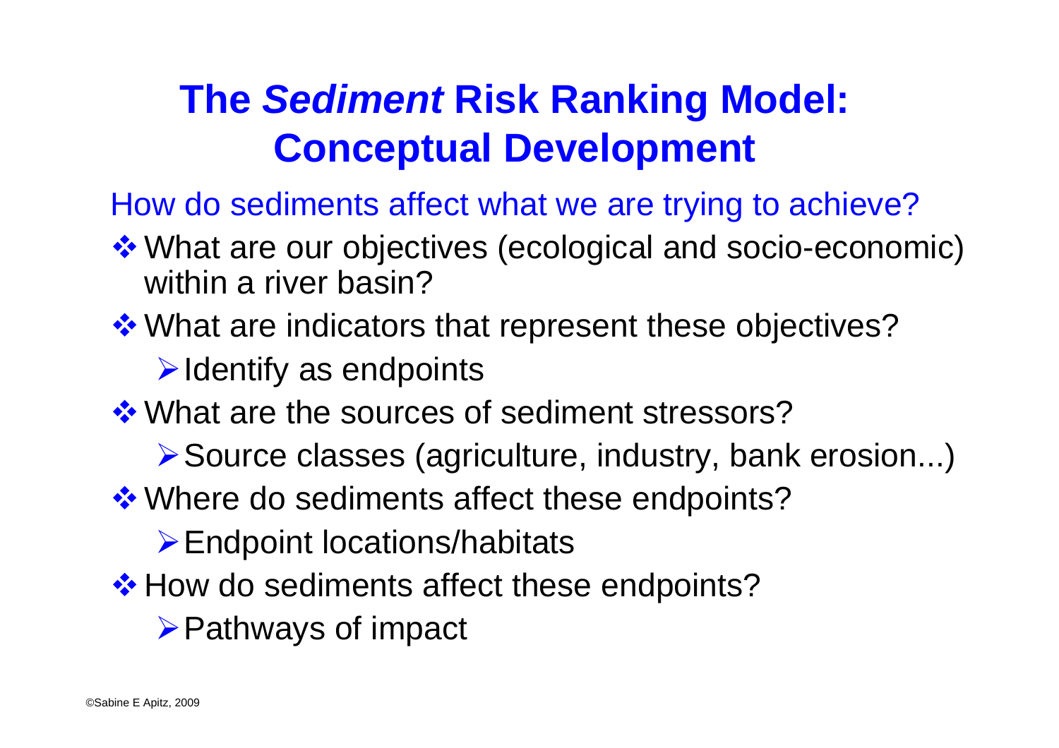# The *Sediment* Risk Ranking Model: Conceptual Development

How do sediments affect what we are trying to achieve?

- What are our objectives (ecological and socio-economic) within a river basin?
- What are indicators that represent these objectives?
  - Identify as endpoints
- What are the sources of sediment stressors?
  - Source classes (agriculture, industry, bank erosion...)
- Where do sediments affect these endpoints?
  - Endpoint locations/habitats
- How do sediments affect these endpoints?
  - Pathways of impact

©Sabine E Apitz, 2009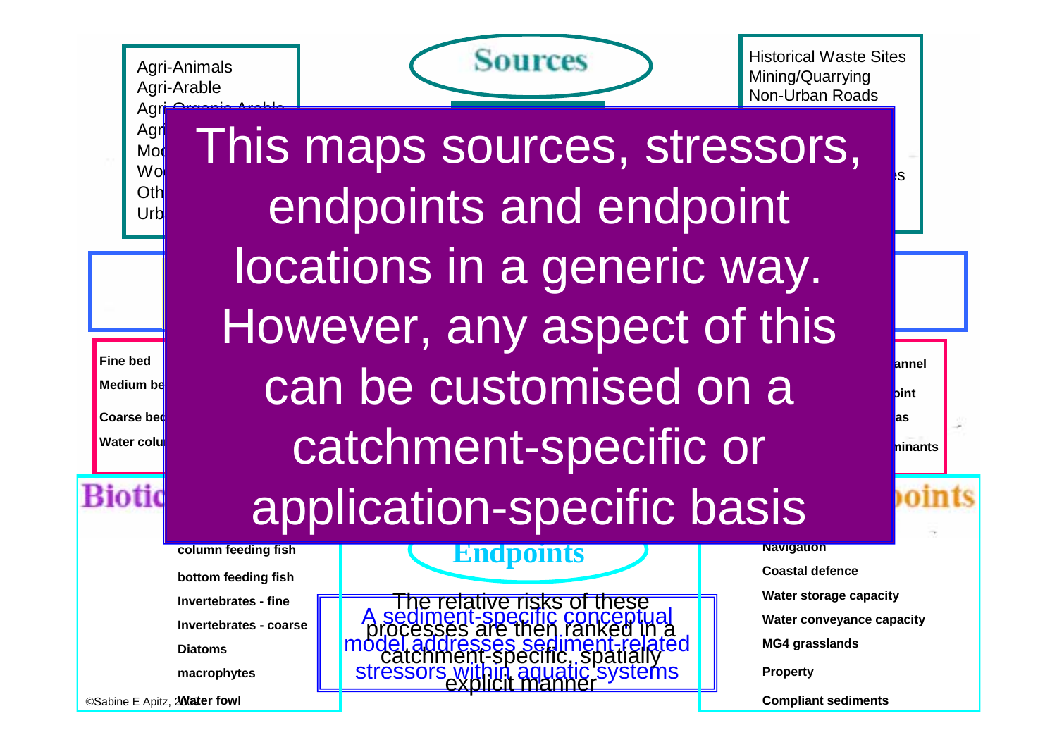Agri-Animals
Agri-Arable
Agri-Organic Arable
Agri
Mod
Wo
Oth
Urb

# Sources

Historical Waste Sites
Mining/Quarrying
Non-Urban Roads

es

**This maps sources, stressors, endpoints and endpoint locations in a generic way. However, any aspect of this can be customised on a catchment-specific or application-specific basis**

**Fine bed**

**Medium be**

**Coarse bed**

**Water colu**

**annel**

**oint**

**as**

**minants**

# Biotic

# Endpoints

**column feeding fish**

**bottom feeding fish**

**Invertebrates - fine**

**Invertebrates - coarse**

**Diatoms**

**macrophytes**

**Water fowl**

The relative risks of these processes are then ranked in a catchment-specific, spatially explicit manner

A sediment-specific conceptual model addresses sediment-related stressors within aquatic systems

**Navigation**

**Coastal defence**

**Water storage capacity**

**Water conveyance capacity**

**MG4 grasslands**

**Property**

**Compliant sediments**

©Sabine E Apitz, 2008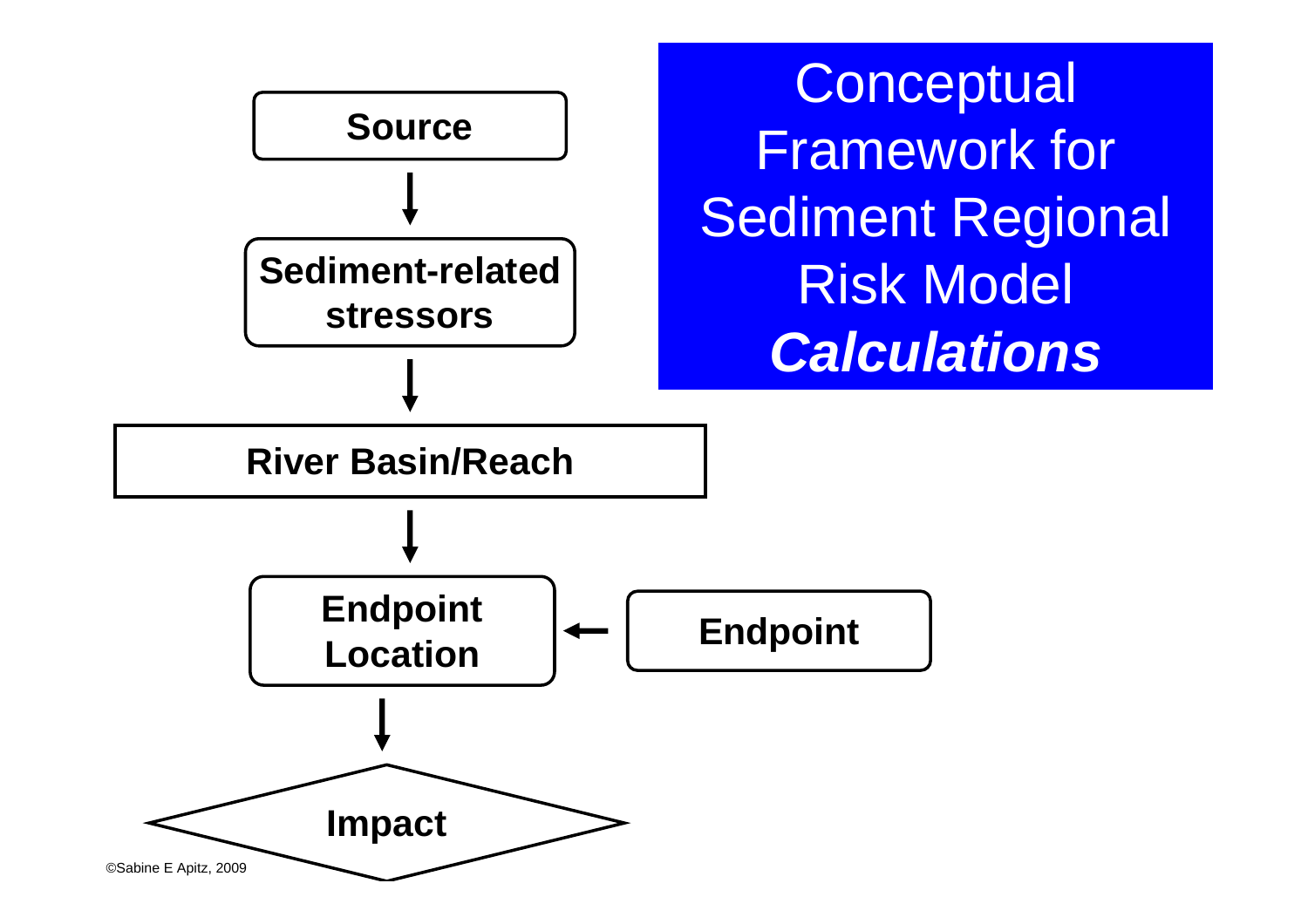# Conceptual Framework for Sediment Regional Risk Model ***Calculations***

**Source**

↓

**Sediment-related stressors**

↓

**River Basin/Reach**

↓

**Endpoint Location** ← **Endpoint**

↓

**Impact**

©Sabine E Apitz, 2009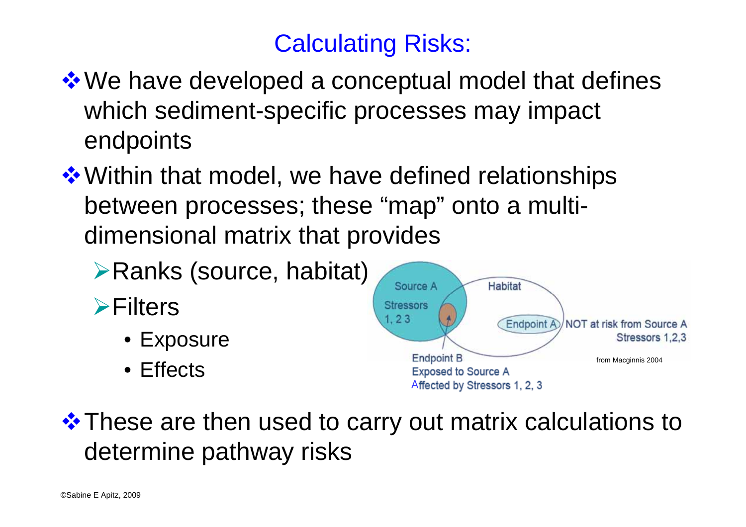## Calculating Risks:

- We have developed a conceptual model that defines which sediment-specific processes may impact endpoints
- Within that model, we have defined relationships between processes; these "map" onto a multi-dimensional matrix that provides
  - Ranks (source, habitat)
  - Filters
    - Exposure
    - Effects

Source A

Stressors 1, 2 3

Habitat

Endpoint A NOT at risk from Source A Stressors 1,2,3

Endpoint B Exposed to Source A Affected by Stressors 1, 2, 3

from Macginnis 2004

- These are then used to carry out matrix calculations to determine pathway risks

©Sabine E Apitz, 2009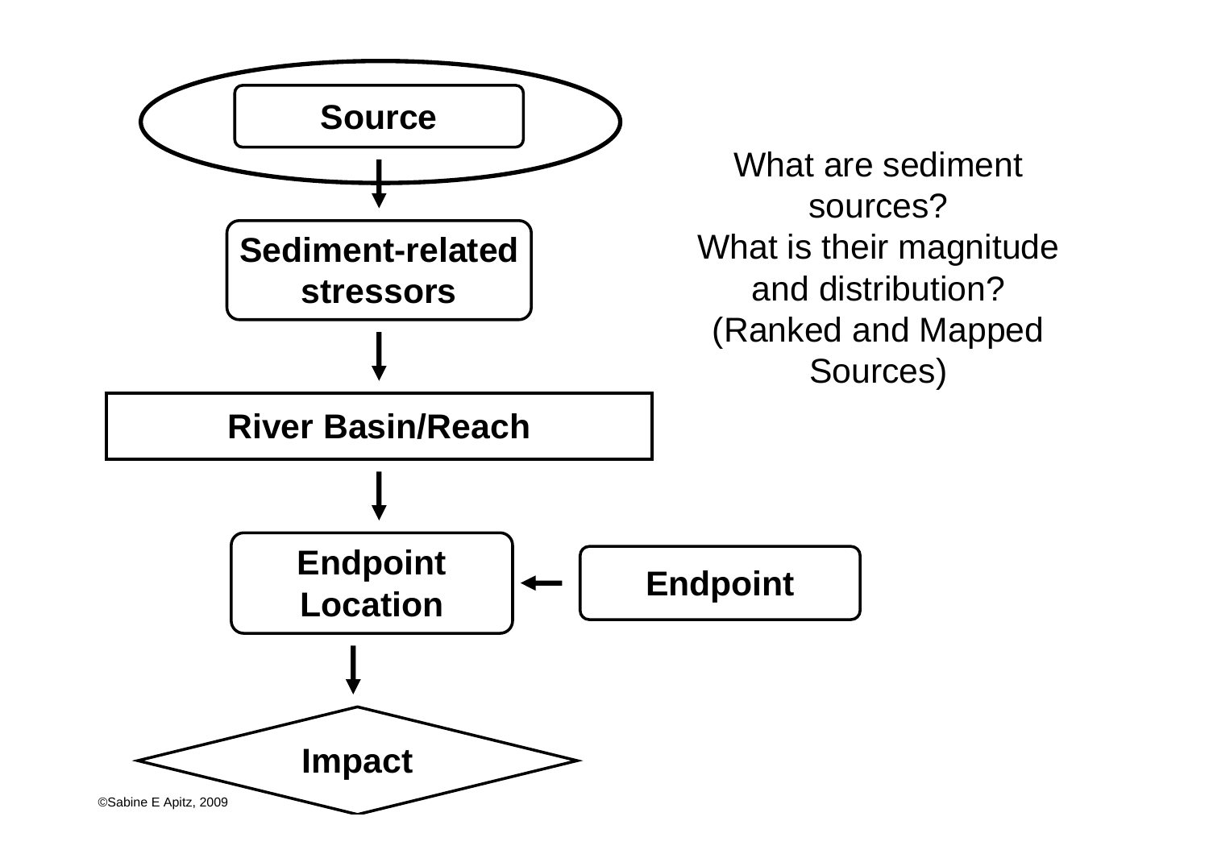Source

Sediment-related stressors

River Basin/Reach

Endpoint Location

Endpoint

Impact

What are sediment sources?
What is their magnitude and distribution?
(Ranked and Mapped Sources)

©Sabine E Apitz, 2009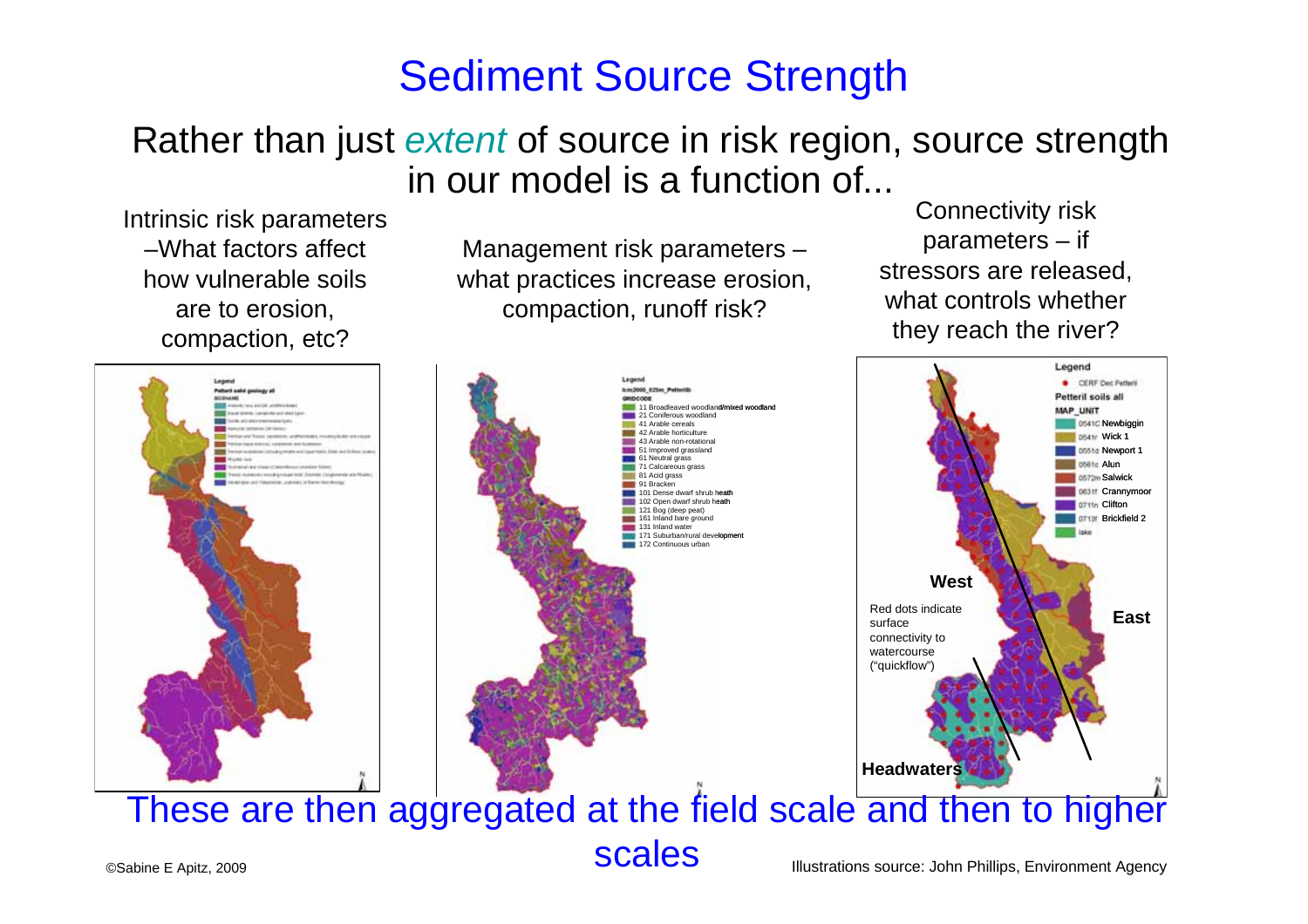# Sediment Source Strength

Rather than just *extent* of source in risk region, source strength in our model is a function of...

Intrinsic risk parameters –What factors affect how vulnerable soils are to erosion, compaction, etc?

Management risk parameters – what practices increase erosion, compaction, runoff risk?

Connectivity risk parameters – if stressors are released, what controls whether they reach the river?

Legend
lcm2000_025m_Petteril5
GRIDCODE
11 Broadleaved woodland/mixed woodland
21 Coniferous woodland
41 Arable cereals
42 Arable horticulture
43 Arable non-rotational
51 Improved grassland
61 Neutral grass
71 Calcareous grass
81 Acid grass
91 Bracken
101 Dense dwarf shrub heath
102 Open dwarf shrub heath
121 Bog (deep peat)
161 Inland bare ground
131 Inland water
171 Suburban/rural development
172 Continuous urban

Legend
CERF Dec Petteril
Petteril soils all
MAP_UNIT
0541C Newbiggin
0541r Wick 1
0551d Newport 1
0561c Alun
0572m Salwick
0631f Crannymoor
0711n Clifton
0713f Brickfield 2
lake

West

East

Headwaters

Red dots indicate surface connectivity to watercourse ("quickflow")

These are then aggregated at the field scale and then to higher scales

©Sabine E Apitz, 2009

Illustrations source: John Phillips, Environment Agency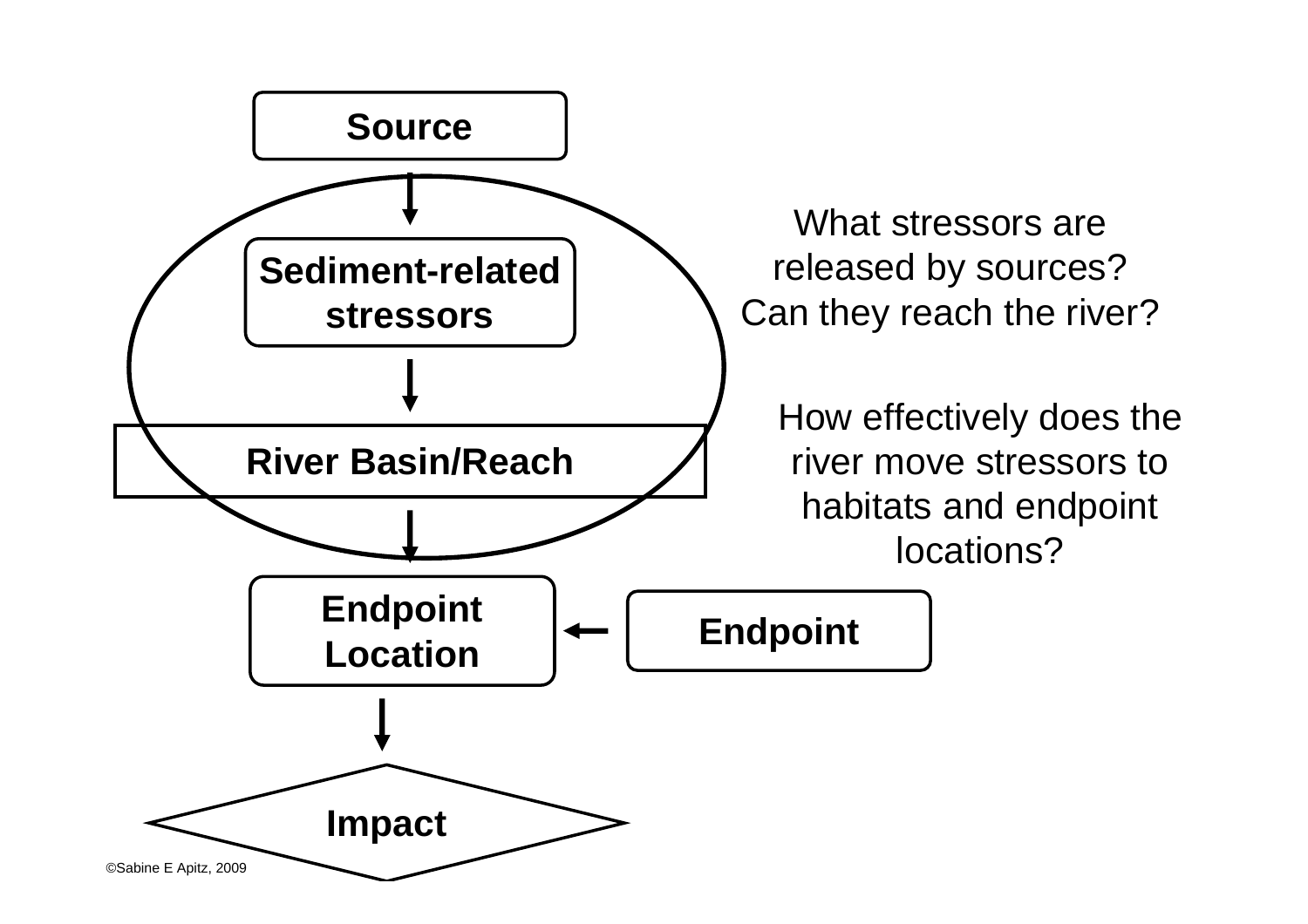Source

Sediment-related stressors

River Basin/Reach

What stressors are released by sources? Can they reach the river?

How effectively does the river move stressors to habitats and endpoint locations?

Endpoint Location

Endpoint

Impact

©Sabine E Apitz, 2009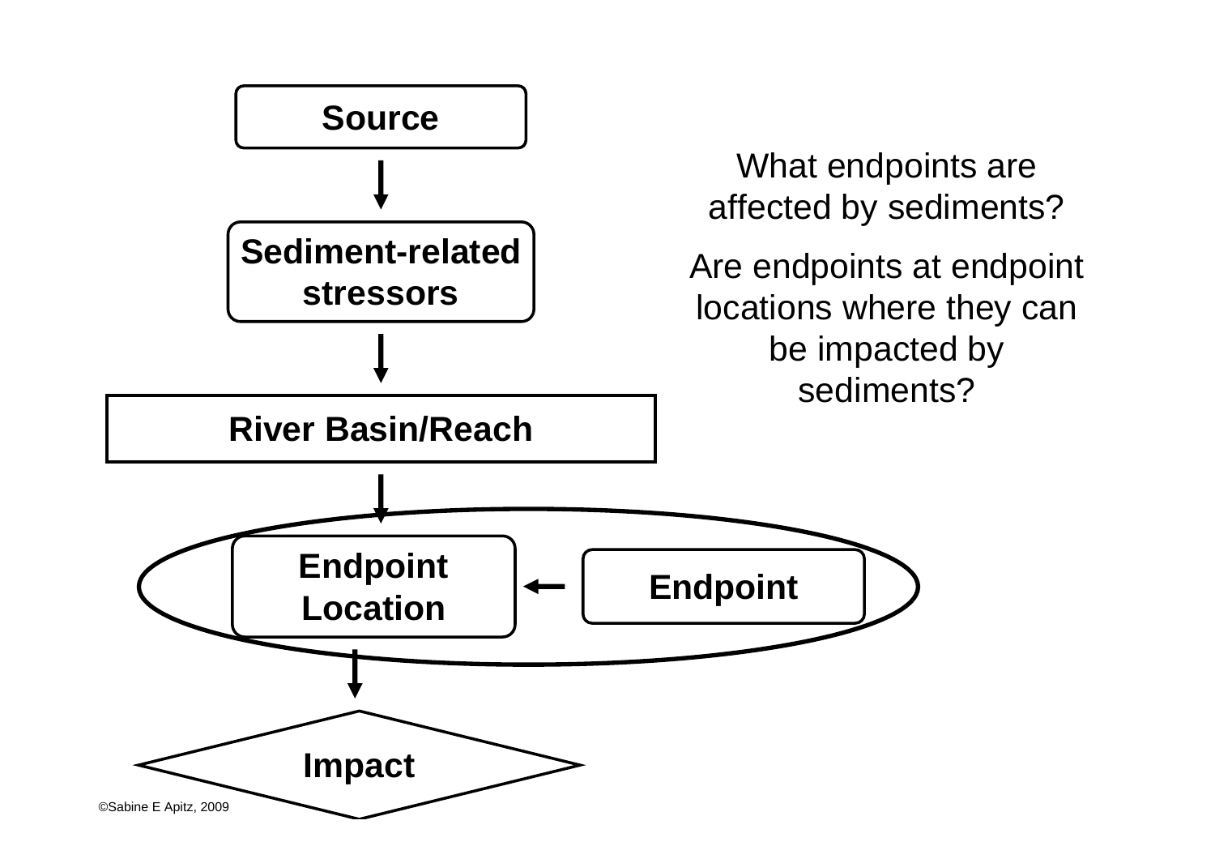Source

Sediment-related stressors

River Basin/Reach

Endpoint Location

Endpoint

Impact

What endpoints are affected by sediments?

Are endpoints at endpoint locations where they can be impacted by sediments?

©Sabine E Apitz, 2009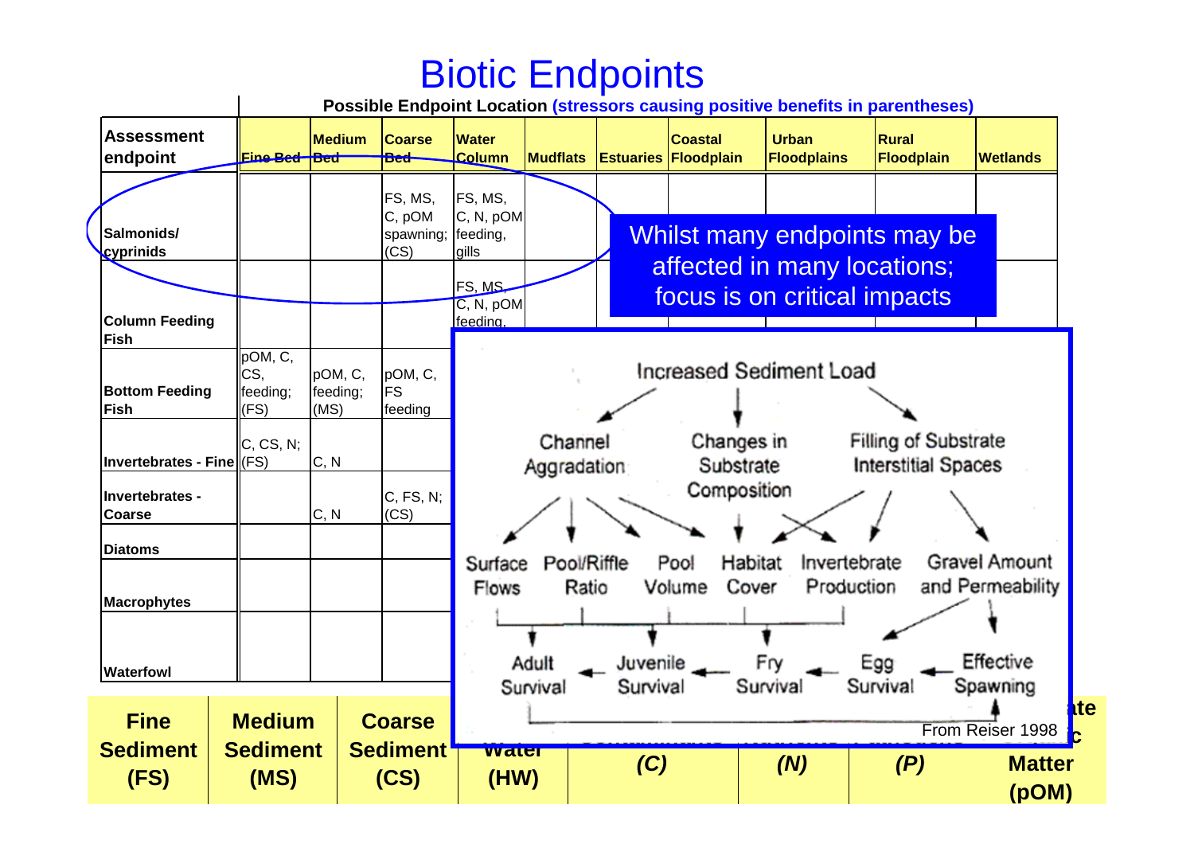# Biotic Endpoints

**Possible Endpoint Location (stressors causing positive benefits in parentheses)**

| Assessment endpoint | Fine Bed | Medium Bed | Coarse Bed | Water Column | Mudflats | Estuaries | Coastal Floodplain | Urban Floodplains | Rural Floodplain | Wetlands |
|---|---|---|---|---|---|---|---|---|---|---|
| Salmonids/ cyprinids | | | FS, MS, C, pOM spawning; (CS) | FS, MS, C, N, pOM feeding, gills | | | | | | |
| Column Feeding Fish | | | | FS, MS, C, N, pOM feeding, | | | | | | |
| Bottom Feeding Fish | pOM, C, CS, feeding; (FS) | pOM, C, feeding; (MS) | pOM, C, FS feeding | | | | | | | |
| Invertebrates - Fine | C, CS, N; (FS) | C, N | | | | | | | | |
| Invertebrates - Coarse | | C, N | C, FS, N; (CS) | | | | | | | |
| Diatoms | | | | | | | | | | |
| Macrophytes | | | | | | | | | | |
| Waterfowl | | | | | | | | | | |

| Fine Sediment (FS) | Medium Sediment (MS) | Coarse Sediment (CS) | ... Water (HW) | ... (C) | ... (N) | ... (P) | ...ate ...c Matter (pOM) |
|---|---|---|---|---|---|---|---|

Whilst many endpoints may be affected in many locations; focus is on critical impacts

Increased Sediment Load → Channel Aggradation; Changes in Substrate Composition; Filling of Substrate Interstitial Spaces → Surface Flows; Pool/Riffle Ratio; Pool Volume; Habitat Cover; Invertebrate Production; Gravel Amount and Permeability → Effective Spawning → Egg Survival → Fry Survival → Juvenile Survival → Adult Survival

From Reiser 1998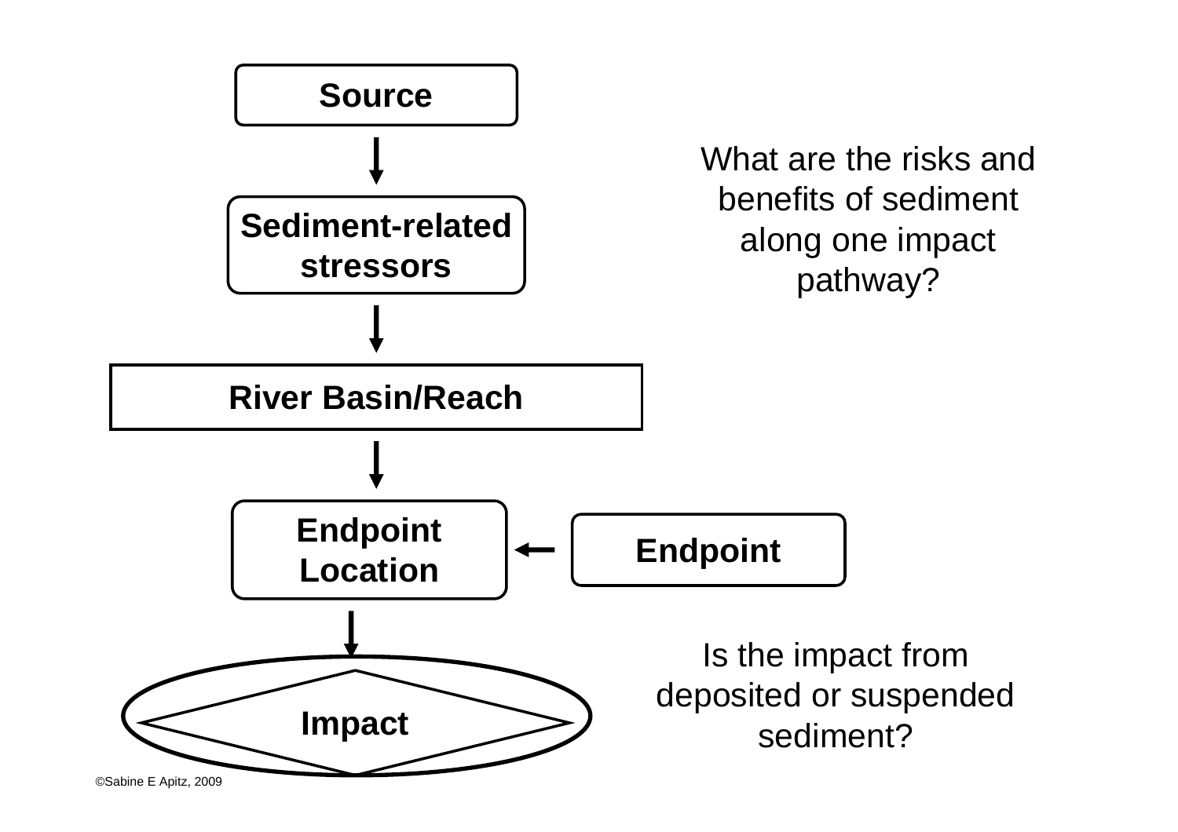Source

↓

Sediment-related stressors

↓

River Basin/Reach

↓

Endpoint Location ← Endpoint

↓

Impact

What are the risks and benefits of sediment along one impact pathway?

Is the impact from deposited or suspended sediment?

©Sabine E Apitz, 2009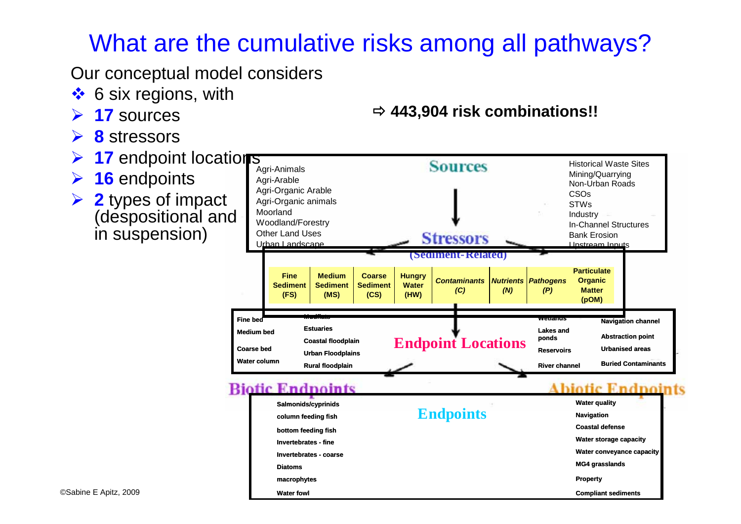# What are the cumulative risks among all pathways?

Our conceptual model considers

- 6 six regions, with
- **17** sources
- **8** stressors
- **17** endpoint locations
- **16** endpoints
- **2** types of impact (despositional and in suspension)

⇨ **443,904 risk combinations!!**

## Sources

- Agri-Animals
- Agri-Arable
- Agri-Organic Arable
- Agri-Organic animals
- Moorland
- Woodland/Forestry
- Other Land Uses
- Urban Landscape
- Historical Waste Sites
- Mining/Quarrying
- Non-Urban Roads
- CSOs
- STWs
- Industry
- In-Channel Structures
- Bank Erosion
- Upstream Inputs

## Stressors (Sediment-Related)

| Fine Sediment (FS) | Medium Sediment (MS) | Coarse Sediment (CS) | Hungry Water (HW) | *Contaminants (C)* | *Nutrients (N)* | *Pathogens (P)* | Particulate Organic Matter (pOM) |
|---|---|---|---|---|---|---|---|

## Endpoint Locations

- Fine bed
- Medium bed
- Coarse bed
- Water column
- Mudflats
- Estuaries
- Coastal floodplain
- Urban Floodplains
- Rural floodplain
- Wetlands
- Lakes and ponds
- Reservoirs
- River channel
- Navigation channel
- Abstraction point
- Urbanised areas
- Buried Contaminants

## Endpoints

**Biotic Endpoints**

- Salmonids/cyprinids
- column feeding fish
- bottom feeding fish
- Invertebrates - fine
- Invertebrates - coarse
- Diatoms
- macrophytes
- Water fowl

**Abiotic Endpoints**

- Water quality
- Navigation
- Coastal defense
- Water storage capacity
- Water conveyance capacity
- MG4 grasslands
- Property
- Compliant sediments

©Sabine E Apitz, 2009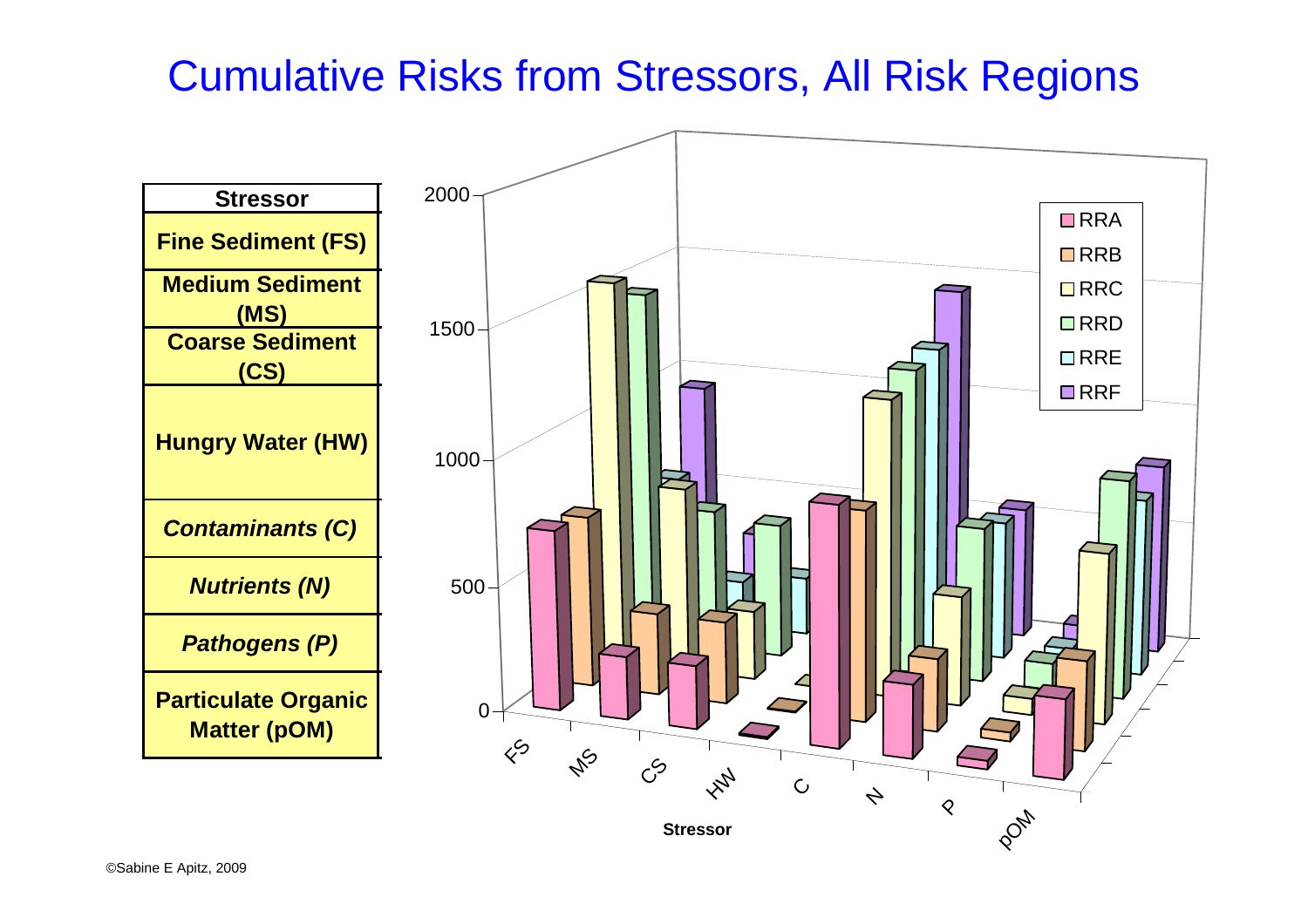# Cumulative Risks from Stressors, All Risk Regions

| Stressor |
| --- |
| **Fine Sediment (FS)** |
| **Medium Sediment (MS)** |
| **Coarse Sediment (CS)** |
| **Hungry Water (HW)** |
| ***Contaminants (C)*** |
| ***Nutrients (N)*** |
| ***Pathogens (P)*** |
| **Particulate Organic Matter (pOM)** |

©Sabine E Apitz, 2009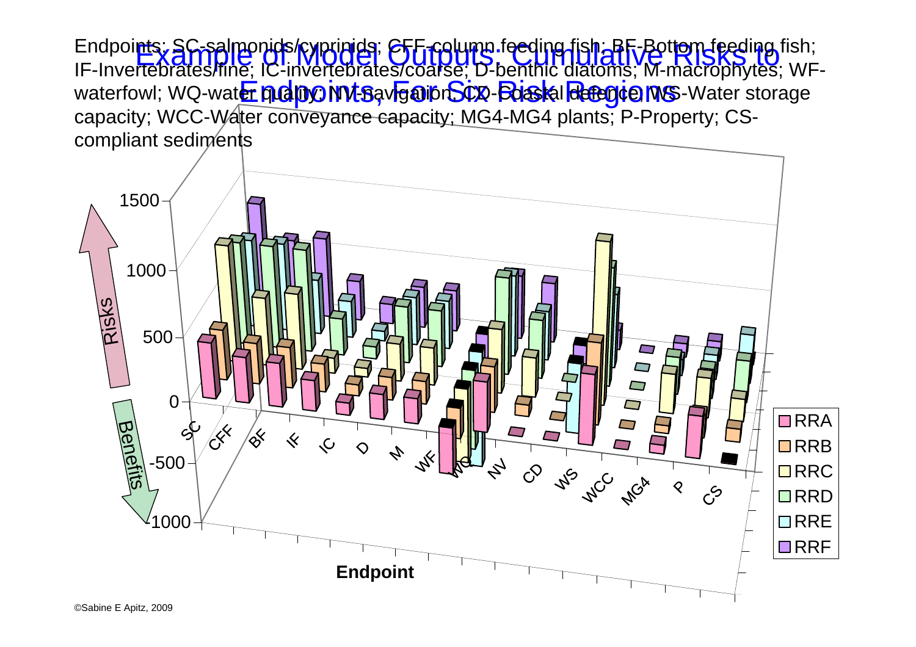# Example of Model Outputs: Cumulative Risks to Endpoints, For Six Risk Regions

Endpoints: SC-salmonids/cyprinids; CFF-column feeding fish; BF-Bottom feeding fish; IF-Invertebrates/fine; IC-invertebrates/coarse; D-benthic diatoms; M-macrophytes; WF-waterfowl; WQ-water quality; NV-navigation; CD-Coastal defence; WS-Water storage capacity; WCC-Water conveyance capacity; MG4-MG4 plants; P-Property; CS-compliant sediments

©Sabine E Apitz, 2009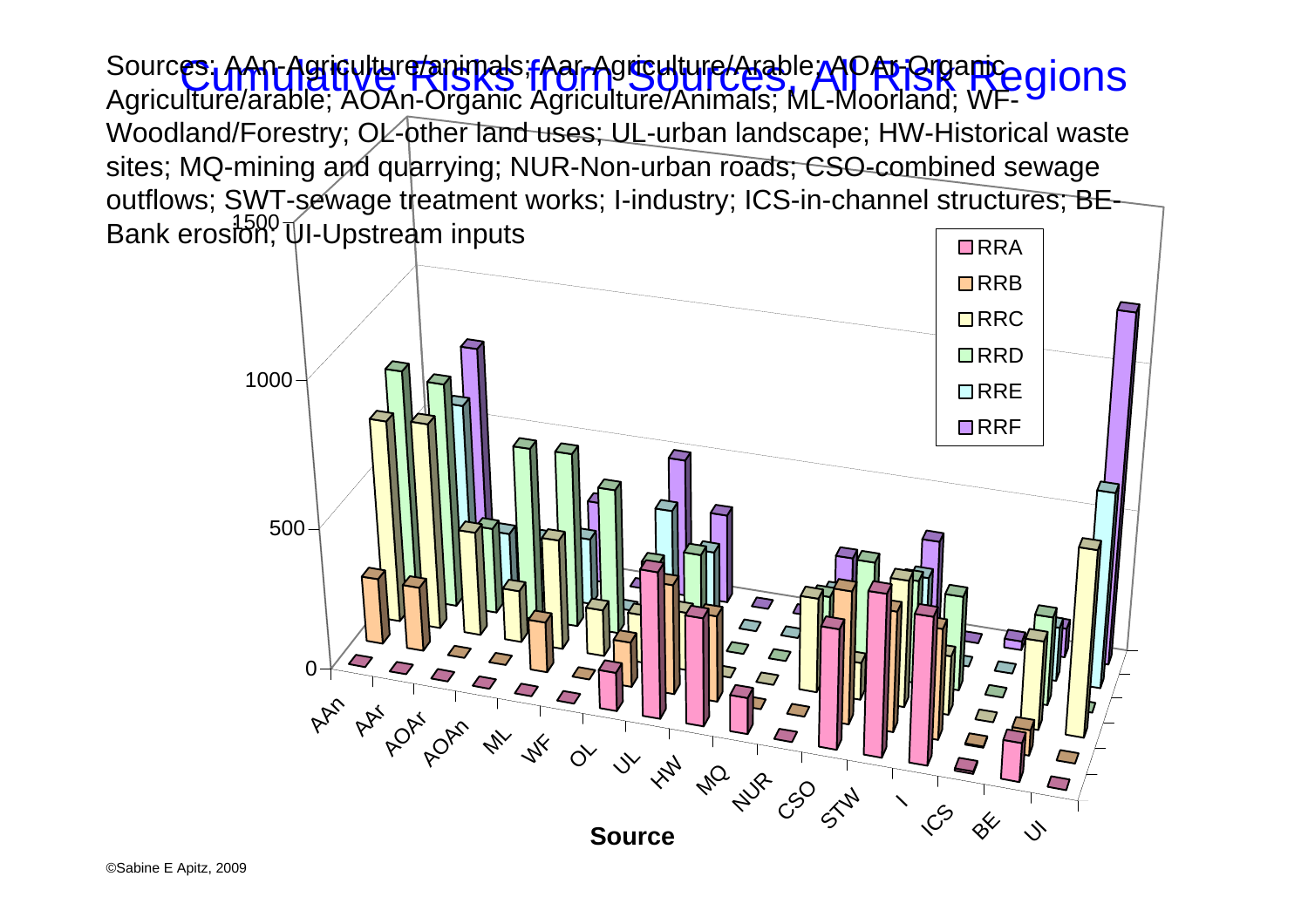# Cumulative Risks from Sources, All Risk Regions

Sources: AAn-Agriculture/animals; Aar-Agriculture/Arable; AOAr-Organic Agriculture/arable; AOAn-Organic Agriculture/Animals; ML-Moorland; WF-Woodland/Forestry; OL-other land uses; UL-urban landscape; HW-Historical waste sites; MQ-mining and quarrying; NUR-Non-urban roads; CSO-combined sewage outflows; SWT-sewage treatment works; I-industry; ICS-in-channel structures; BE-Bank erosion; UI-Upstream inputs

©Sabine E Apitz, 2009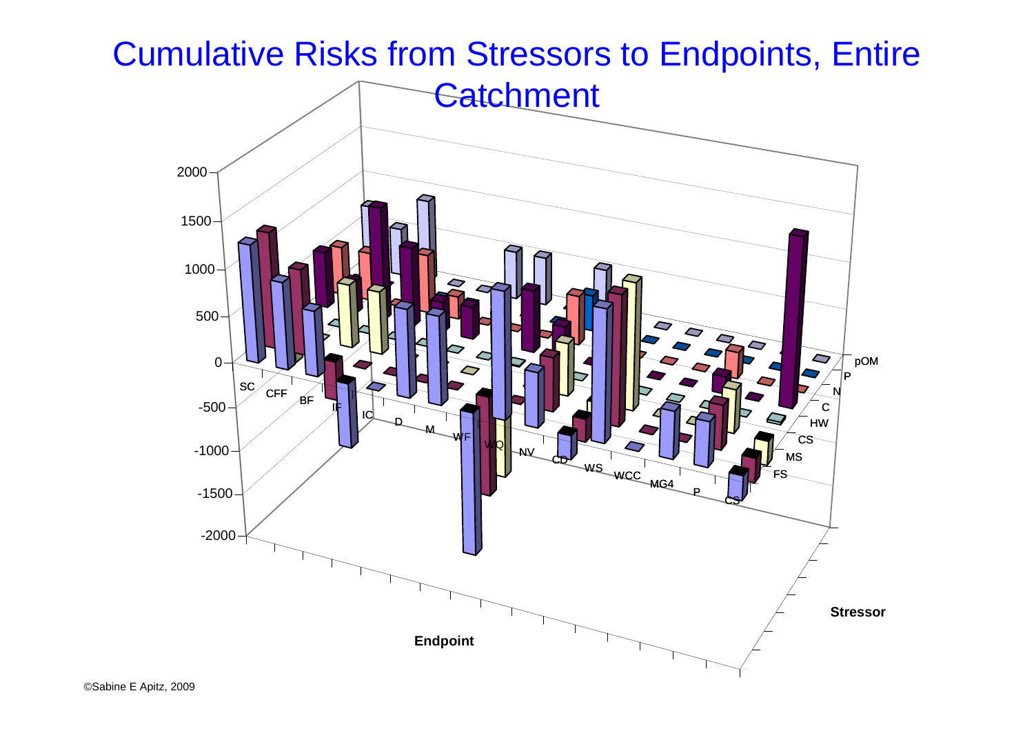# Cumulative Risks from Stressors to Endpoints, Entire Catchment

2000
1500
1000
500
0
-500
-1000
-1500
-2000

SC CFF BF IF IC D M WF WQ NV CD WS WCC MG4 P CS

Endpoint

pOM P N C HW CS MS FS

Stressor

©Sabine E Apitz, 2009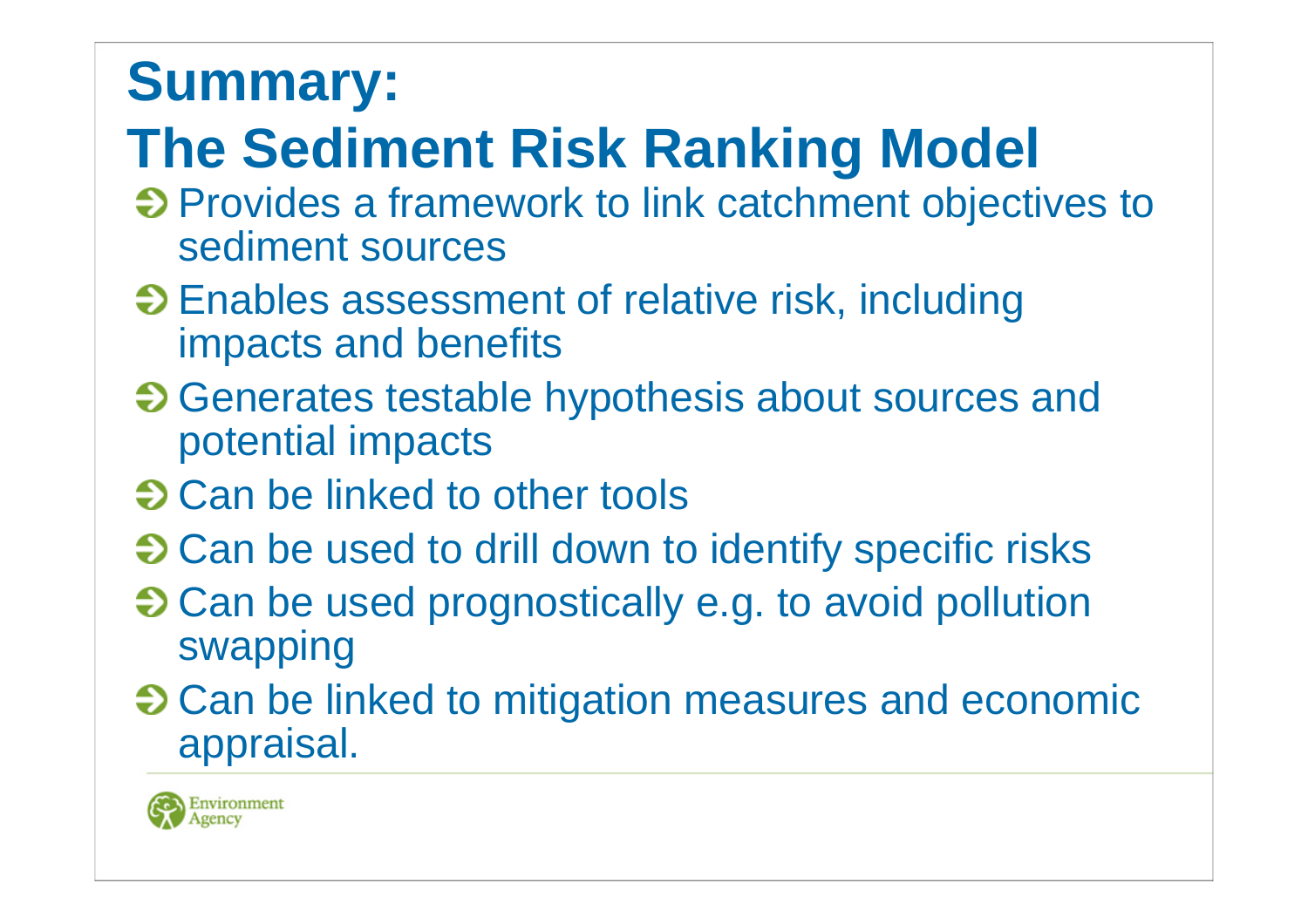# Summary:
# The Sediment Risk Ranking Model

- Provides a framework to link catchment objectives to sediment sources
- Enables assessment of relative risk, including impacts and benefits
- Generates testable hypothesis about sources and potential impacts
- Can be linked to other tools
- Can be used to drill down to identify specific risks
- Can be used prognostically e.g. to avoid pollution swapping
- Can be linked to mitigation measures and economic appraisal.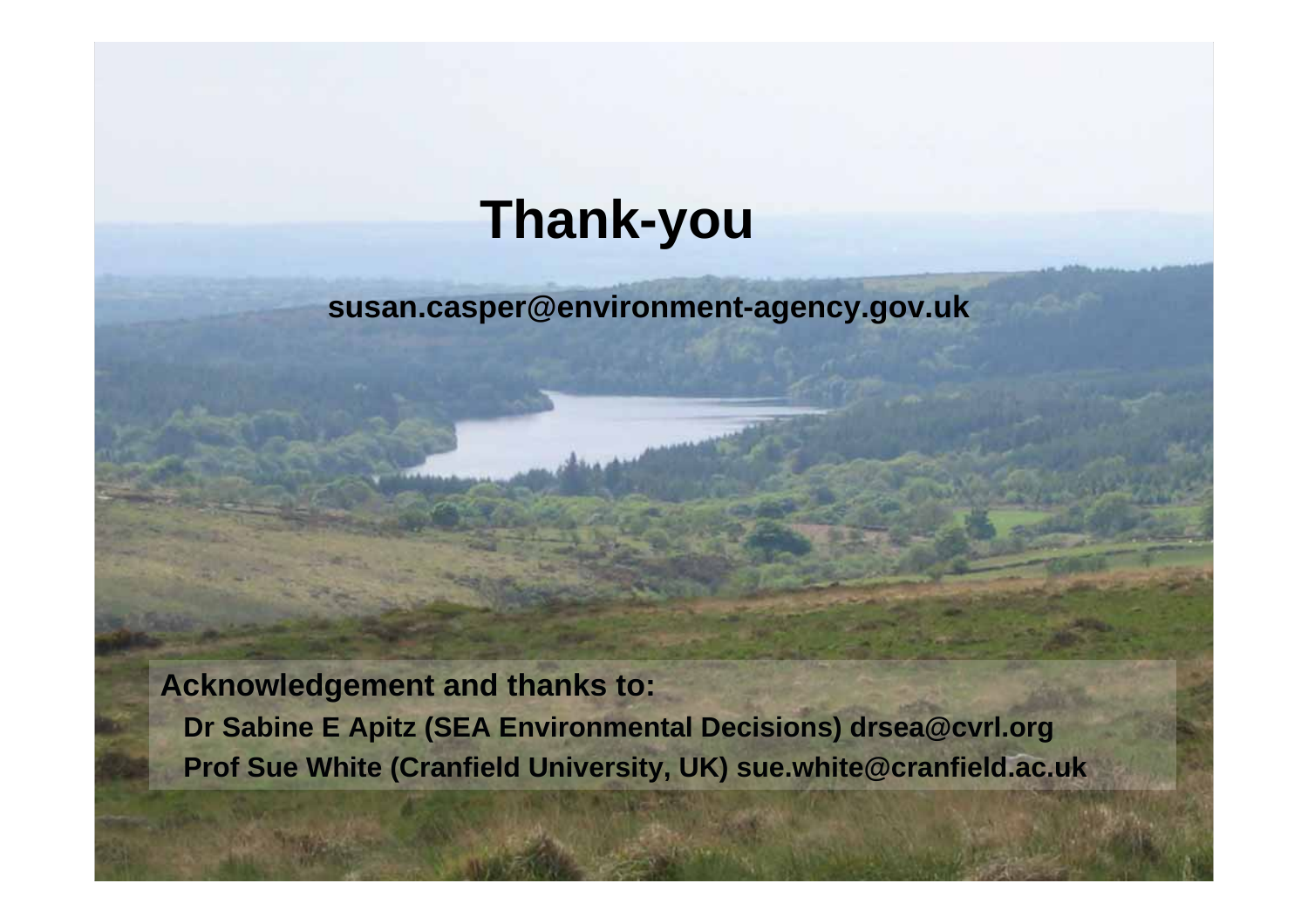# Thank-you

susan.casper@environment-agency.gov.uk

**Acknowledgement and thanks to:**

**Dr Sabine E Apitz (SEA Environmental Decisions) drsea@cvrl.org**

**Prof Sue White (Cranfield University, UK) sue.white@cranfield.ac.uk**